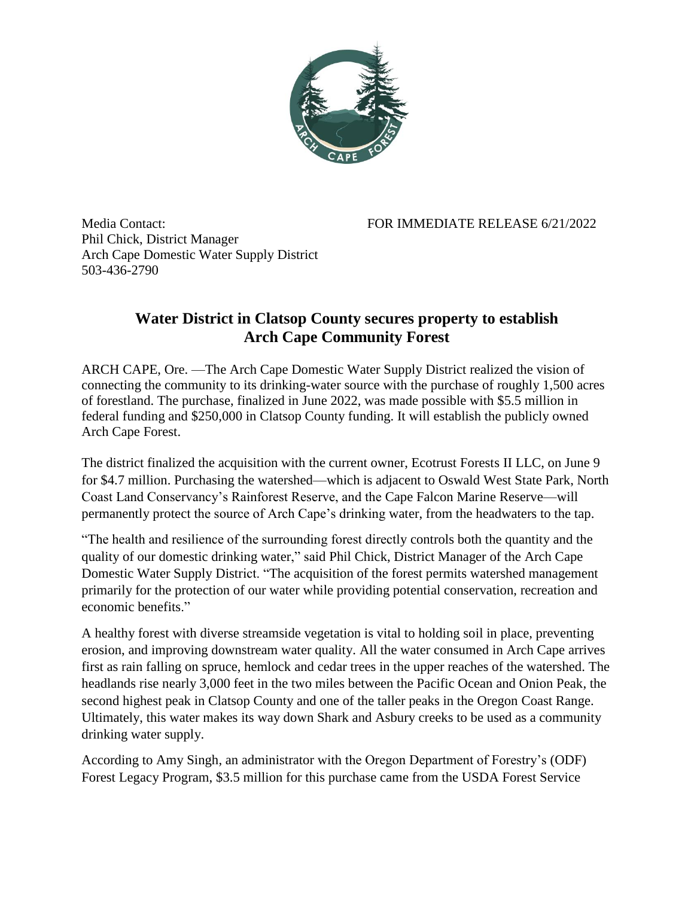Media Contact: FOR IMMEDIATE RELEASE 6/21/2022
Phil Chick, District Manager
Arch Cape Domestic Water Supply District
503-436-2790

## Water District in Clatsop County secures property to establish Arch Cape Community Forest

ARCH CAPE, Ore. —The Arch Cape Domestic Water Supply District realized the vision of connecting the community to its drinking-water source with the purchase of roughly 1,500 acres of forestland. The purchase, finalized in June 2022, was made possible with $5.5 million in federal funding and $250,000 in Clatsop County funding. It will establish the publicly owned Arch Cape Forest.

The district finalized the acquisition with the current owner, Ecotrust Forests II LLC, on June 9 for $4.7 million. Purchasing the watershed—which is adjacent to Oswald West State Park, North Coast Land Conservancy's Rainforest Reserve, and the Cape Falcon Marine Reserve—will permanently protect the source of Arch Cape's drinking water, from the headwaters to the tap.

"The health and resilience of the surrounding forest directly controls both the quantity and the quality of our domestic drinking water," said Phil Chick, District Manager of the Arch Cape Domestic Water Supply District. "The acquisition of the forest permits watershed management primarily for the protection of our water while providing potential conservation, recreation and economic benefits."

A healthy forest with diverse streamside vegetation is vital to holding soil in place, preventing erosion, and improving downstream water quality. All the water consumed in Arch Cape arrives first as rain falling on spruce, hemlock and cedar trees in the upper reaches of the watershed. The headlands rise nearly 3,000 feet in the two miles between the Pacific Ocean and Onion Peak, the second highest peak in Clatsop County and one of the taller peaks in the Oregon Coast Range. Ultimately, this water makes its way down Shark and Asbury creeks to be used as a community drinking water supply.

According to Amy Singh, an administrator with the Oregon Department of Forestry's (ODF) Forest Legacy Program, $3.5 million for this purchase came from the USDA Forest Service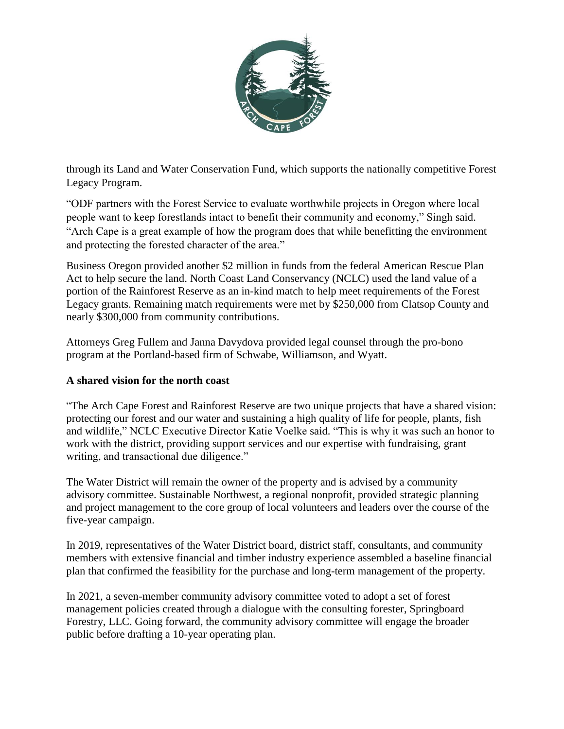through its Land and Water Conservation Fund, which supports the nationally competitive Forest Legacy Program.

"ODF partners with the Forest Service to evaluate worthwhile projects in Oregon where local people want to keep forestlands intact to benefit their community and economy," Singh said. "Arch Cape is a great example of how the program does that while benefitting the environment and protecting the forested character of the area."

Business Oregon provided another $2 million in funds from the federal American Rescue Plan Act to help secure the land. North Coast Land Conservancy (NCLC) used the land value of a portion of the Rainforest Reserve as an in-kind match to help meet requirements of the Forest Legacy grants. Remaining match requirements were met by $250,000 from Clatsop County and nearly $300,000 from community contributions.

Attorneys Greg Fullem and Janna Davydova provided legal counsel through the pro-bono program at the Portland-based firm of Schwabe, Williamson, and Wyatt.

**A shared vision for the north coast**

"The Arch Cape Forest and Rainforest Reserve are two unique projects that have a shared vision: protecting our forest and our water and sustaining a high quality of life for people, plants, fish and wildlife," NCLC Executive Director Katie Voelke said. "This is why it was such an honor to work with the district, providing support services and our expertise with fundraising, grant writing, and transactional due diligence."

The Water District will remain the owner of the property and is advised by a community advisory committee. Sustainable Northwest, a regional nonprofit, provided strategic planning and project management to the core group of local volunteers and leaders over the course of the five-year campaign.

In 2019, representatives of the Water District board, district staff, consultants, and community members with extensive financial and timber industry experience assembled a baseline financial plan that confirmed the feasibility for the purchase and long-term management of the property.

In 2021, a seven-member community advisory committee voted to adopt a set of forest management policies created through a dialogue with the consulting forester, Springboard Forestry, LLC. Going forward, the community advisory committee will engage the broader public before drafting a 10-year operating plan.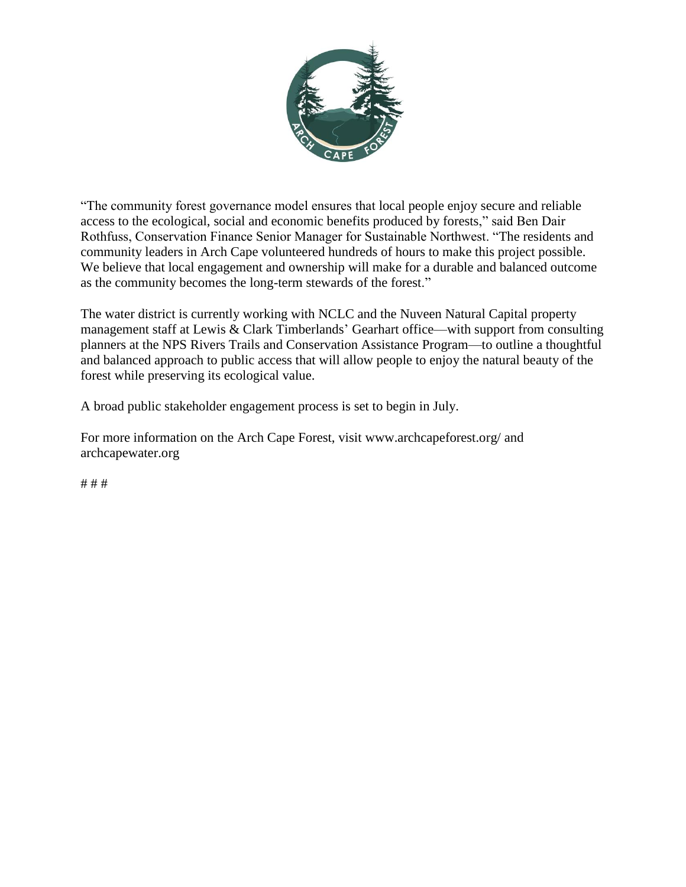"The community forest governance model ensures that local people enjoy secure and reliable access to the ecological, social and economic benefits produced by forests," said Ben Dair Rothfuss, Conservation Finance Senior Manager for Sustainable Northwest. "The residents and community leaders in Arch Cape volunteered hundreds of hours to make this project possible. We believe that local engagement and ownership will make for a durable and balanced outcome as the community becomes the long-term stewards of the forest."

The water district is currently working with NCLC and the Nuveen Natural Capital property management staff at Lewis & Clark Timberlands' Gearhart office—with support from consulting planners at the NPS Rivers Trails and Conservation Assistance Program—to outline a thoughtful and balanced approach to public access that will allow people to enjoy the natural beauty of the forest while preserving its ecological value.

A broad public stakeholder engagement process is set to begin in July.

For more information on the Arch Cape Forest, visit www.archcapeforest.org/ and archcapewater.org

# # #